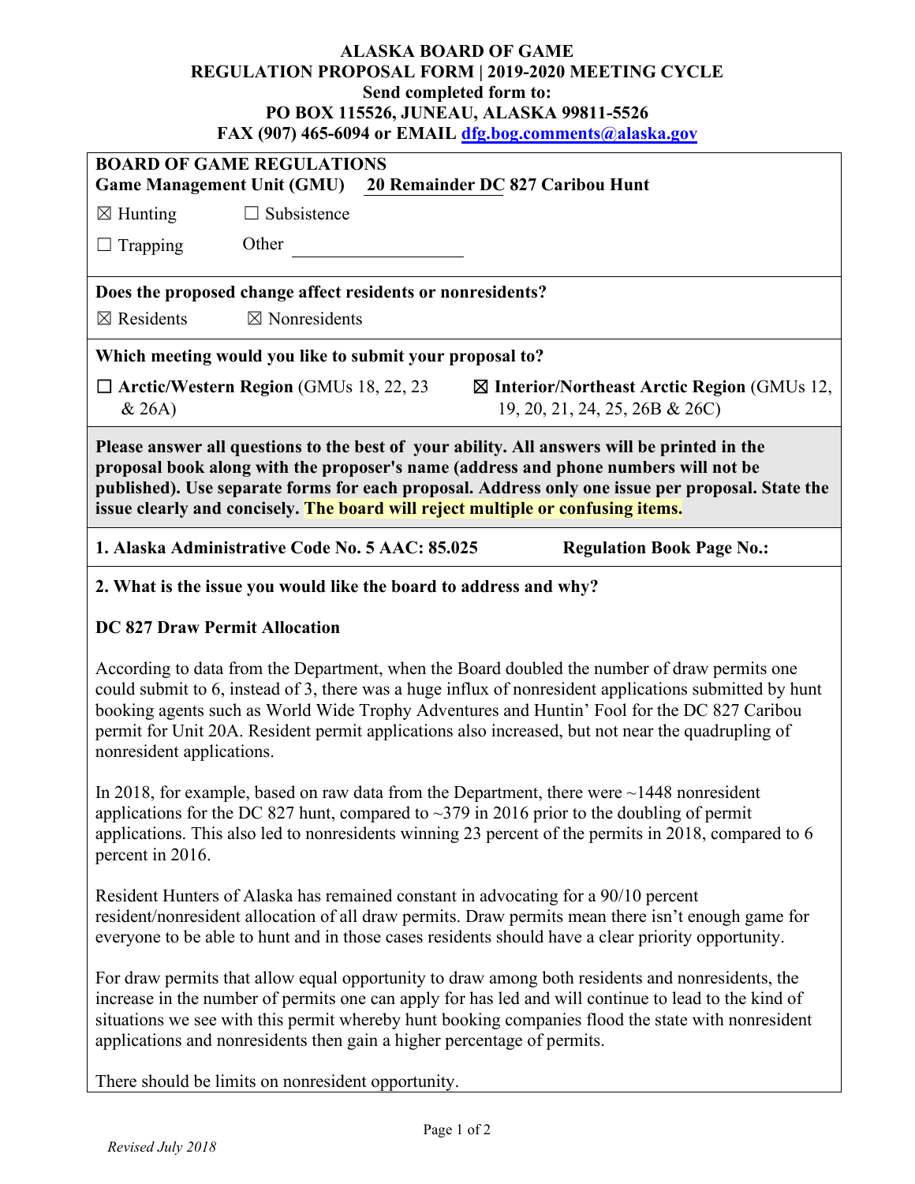**ALASKA BOARD OF GAME**
**REGULATION PROPOSAL FORM | 2019-2020 MEETING CYCLE**
**Send completed form to:**
**PO BOX 115526, JUNEAU, ALASKA 99811-5526**
**FAX (907) 465-6094 or EMAIL dfg.bog.comments@alaska.gov**

**BOARD OF GAME REGULATIONS**
**Game Management Unit (GMU)** **20 Remainder DC 827 Caribou Hunt**

☒ Hunting ☐ Subsistence

☐ Trapping Other ____________

**Does the proposed change affect residents or nonresidents?**

☒ Residents ☒ Nonresidents

**Which meeting would you like to submit your proposal to?**

☐ **Arctic/Western Region** (GMUs 18, 22, 23 & 26A) ☒ **Interior/Northeast Arctic Region** (GMUs 12, 19, 20, 21, 24, 25, 26B & 26C)

**Please answer all questions to the best of your ability. All answers will be printed in the proposal book along with the proposer's name (address and phone numbers will not be published). Use separate forms for each proposal. Address only one issue per proposal. State the issue clearly and concisely. The board will reject multiple or confusing items.**

**1. Alaska Administrative Code No. 5 AAC: 85.025** **Regulation Book Page No.:**

**2. What is the issue you would like the board to address and why?**

**DC 827 Draw Permit Allocation**

According to data from the Department, when the Board doubled the number of draw permits one could submit to 6, instead of 3, there was a huge influx of nonresident applications submitted by hunt booking agents such as World Wide Trophy Adventures and Huntin' Fool for the DC 827 Caribou permit for Unit 20A. Resident permit applications also increased, but not near the quadrupling of nonresident applications.

In 2018, for example, based on raw data from the Department, there were ~1448 nonresident applications for the DC 827 hunt, compared to ~379 in 2016 prior to the doubling of permit applications. This also led to nonresidents winning 23 percent of the permits in 2018, compared to 6 percent in 2016.

Resident Hunters of Alaska has remained constant in advocating for a 90/10 percent resident/nonresident allocation of all draw permits. Draw permits mean there isn't enough game for everyone to be able to hunt and in those cases residents should have a clear priority opportunity.

For draw permits that allow equal opportunity to draw among both residents and nonresidents, the increase in the number of permits one can apply for has led and will continue to lead to the kind of situations we see with this permit whereby hunt booking companies flood the state with nonresident applications and nonresidents then gain a higher percentage of permits.

There should be limits on nonresident opportunity.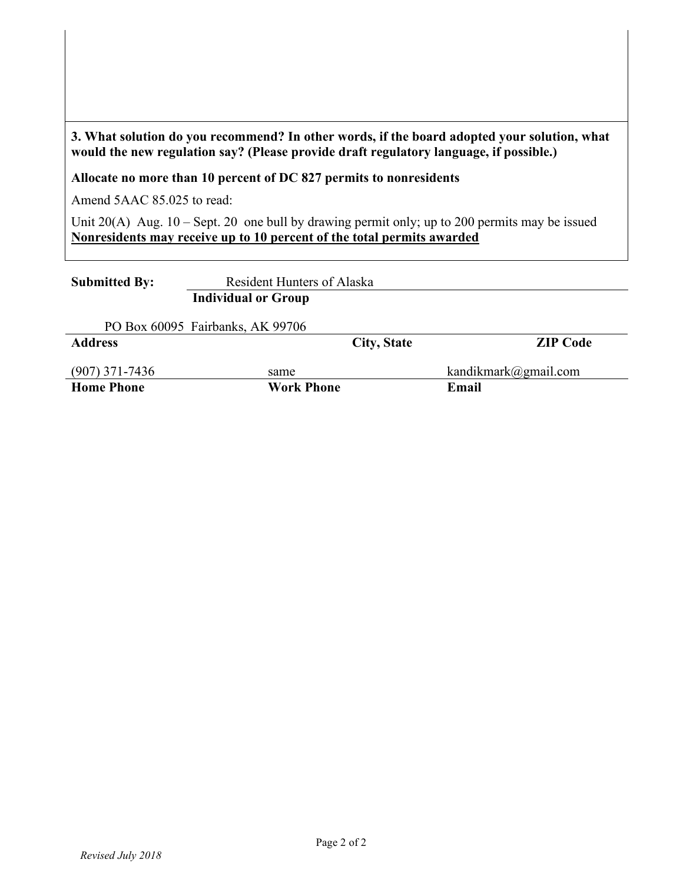**3. What solution do you recommend? In other words, if the board adopted your solution, what would the new regulation say? (Please provide draft regulatory language, if possible.)**

**Allocate no more than 10 percent of DC 827 permits to nonresidents**

Amend 5AAC 85.025 to read:

Unit 20(A) Aug. 10 – Sept. 20 one bull by drawing permit only; up to 200 permits may be issued **Nonresidents may receive up to 10 percent of the total permits awarded**

**Submitted By:** Resident Hunters of Alaska
**Individual or Group**

PO Box 60095 Fairbanks, AK 99706
**Address** **City, State** **ZIP Code**

(907) 371-7436 same kandikmark@gmail.com
**Home Phone** **Work Phone** **Email**

*Revised July 2018*